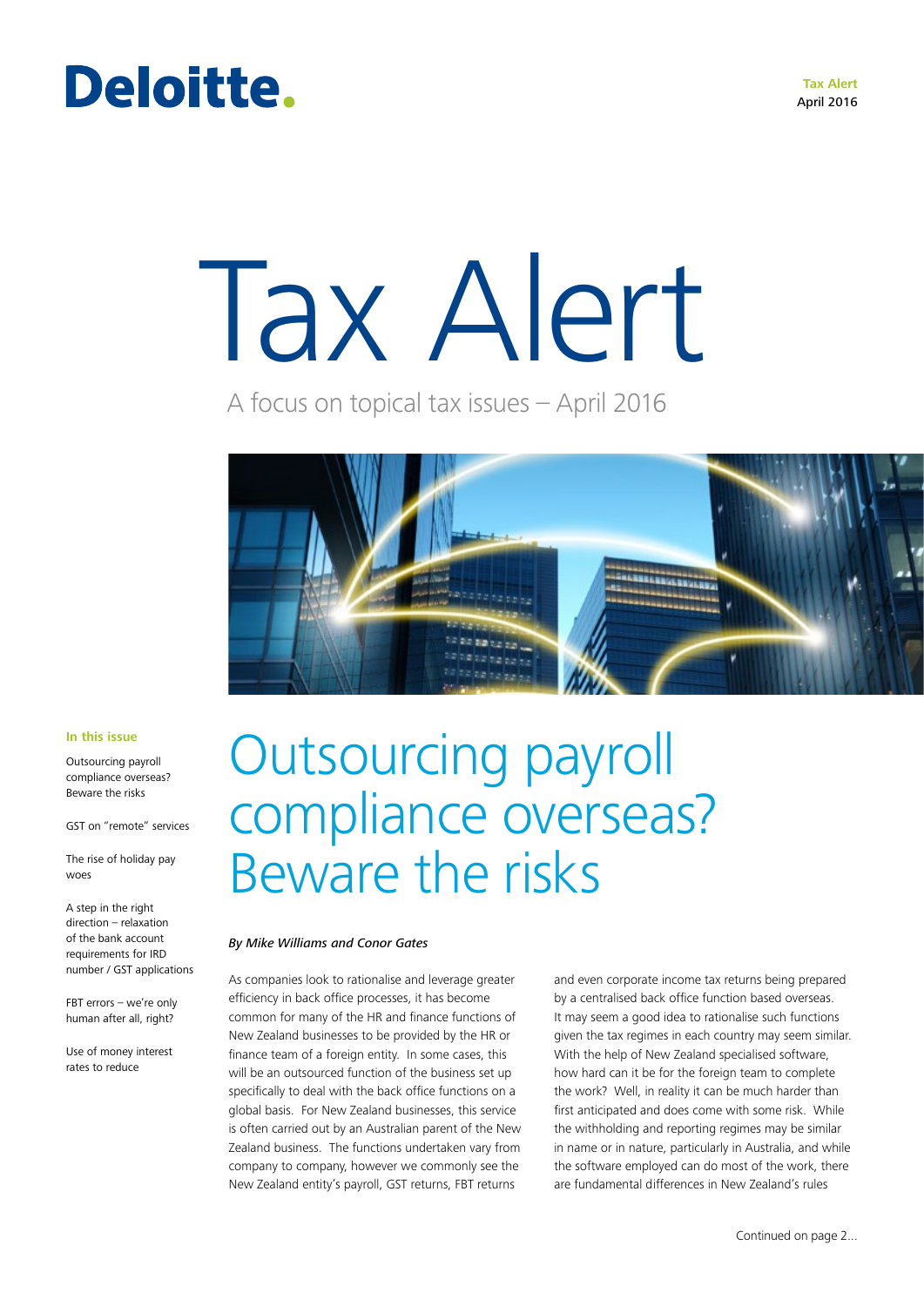# Tax Alert

A focus on topical tax issues – April 2016

**In this issue**

- Outsourcing payroll compliance overseas? Beware the risks
- GST on "remote" services
- The rise of holiday pay woes
- A step in the right direction – relaxation of the bank account requirements for IRD number / GST applications
- FBT errors – we're only human after all, right?
- Use of money interest rates to reduce

## Outsourcing payroll compliance overseas? Beware the risks

*By Mike Williams and Conor Gates*

As companies look to rationalise and leverage greater efficiency in back office processes, it has become common for many of the HR and finance functions of New Zealand businesses to be provided by the HR or finance team of a foreign entity. In some cases, this will be an outsourced function of the business set up specifically to deal with the back office functions on a global basis. For New Zealand businesses, this service is often carried out by an Australian parent of the New Zealand business. The functions undertaken vary from company to company, however we commonly see the New Zealand entity's payroll, GST returns, FBT returns and even corporate income tax returns being prepared by a centralised back office function based overseas. It may seem a good idea to rationalise such functions given the tax regimes in each country may seem similar. With the help of New Zealand specialised software, how hard can it be for the foreign team to complete the work? Well, in reality it can be much harder than first anticipated and does come with some risk. While the withholding and reporting regimes may be similar in name or in nature, particularly in Australia, and while the software employed can do most of the work, there are fundamental differences in New Zealand's rules

Continued on page 2...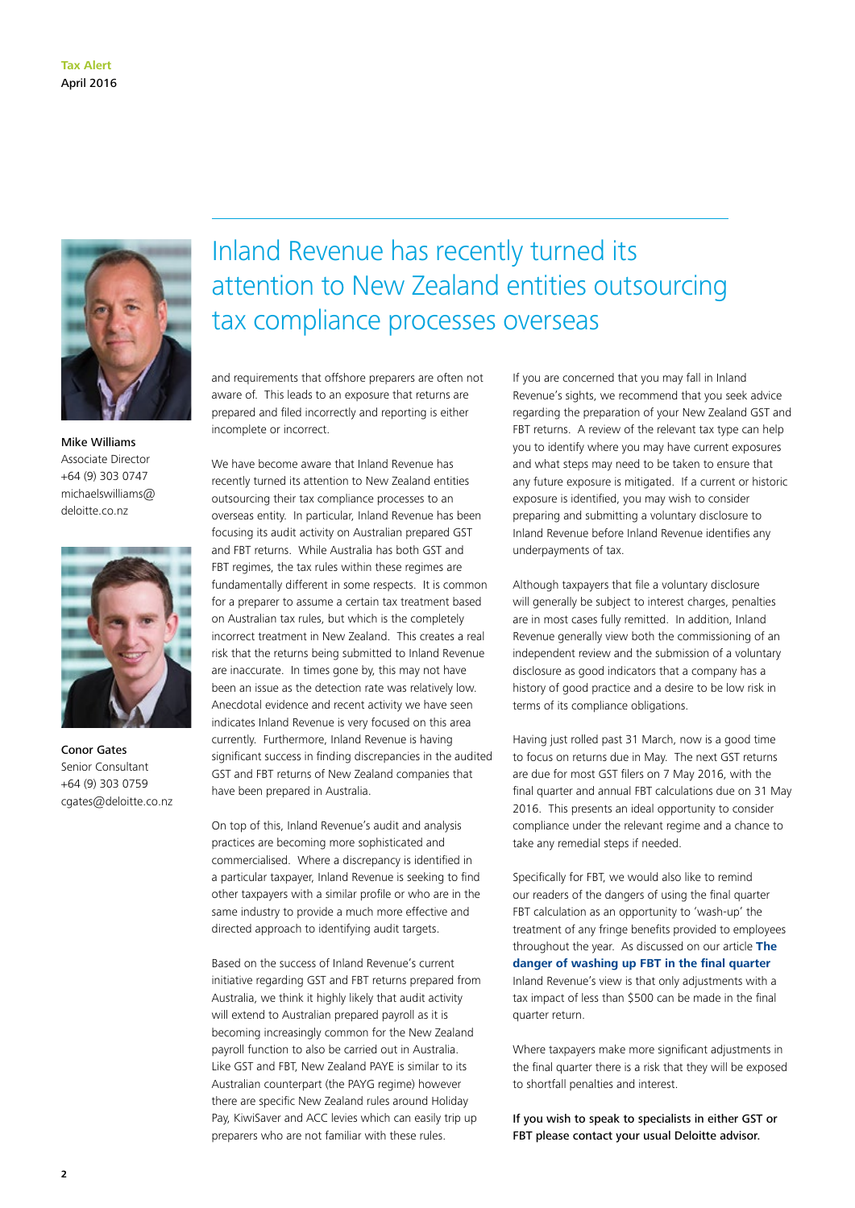# Inland Revenue has recently turned its attention to New Zealand entities outsourcing tax compliance processes overseas

**Mike Williams**
Associate Director
+64 (9) 303 0747
michaelswilliams@deloitte.co.nz

**Conor Gates**
Senior Consultant
+64 (9) 303 0759
cgates@deloitte.co.nz

and requirements that offshore preparers are often not aware of. This leads to an exposure that returns are prepared and filed incorrectly and reporting is either incomplete or incorrect.

We have become aware that Inland Revenue has recently turned its attention to New Zealand entities outsourcing their tax compliance processes to an overseas entity. In particular, Inland Revenue has been focusing its audit activity on Australian prepared GST and FBT returns. While Australia has both GST and FBT regimes, the tax rules within these regimes are fundamentally different in some respects. It is common for a preparer to assume a certain tax treatment based on Australian tax rules, but which is the completely incorrect treatment in New Zealand. This creates a real risk that the returns being submitted to Inland Revenue are inaccurate. In times gone by, this may not have been an issue as the detection rate was relatively low. Anecdotal evidence and recent activity we have seen indicates Inland Revenue is very focused on this area currently. Furthermore, Inland Revenue is having significant success in finding discrepancies in the audited GST and FBT returns of New Zealand companies that have been prepared in Australia.

On top of this, Inland Revenue's audit and analysis practices are becoming more sophisticated and commercialised. Where a discrepancy is identified in a particular taxpayer, Inland Revenue is seeking to find other taxpayers with a similar profile or who are in the same industry to provide a much more effective and directed approach to identifying audit targets.

Based on the success of Inland Revenue's current initiative regarding GST and FBT returns prepared from Australia, we think it highly likely that audit activity will extend to Australian prepared payroll as it is becoming increasingly common for the New Zealand payroll function to also be carried out in Australia. Like GST and FBT, New Zealand PAYE is similar to its Australian counterpart (the PAYG regime) however there are specific New Zealand rules around Holiday Pay, KiwiSaver and ACC levies which can easily trip up preparers who are not familiar with these rules.

If you are concerned that you may fall in Inland Revenue's sights, we recommend that you seek advice regarding the preparation of your New Zealand GST and FBT returns. A review of the relevant tax type can help you to identify where you may have current exposures and what steps may need to be taken to ensure that any future exposure is mitigated. If a current or historic exposure is identified, you may wish to consider preparing and submitting a voluntary disclosure to Inland Revenue before Inland Revenue identifies any underpayments of tax.

Although taxpayers that file a voluntary disclosure will generally be subject to interest charges, penalties are in most cases fully remitted. In addition, Inland Revenue generally view both the commissioning of an independent review and the submission of a voluntary disclosure as good indicators that a company has a history of good practice and a desire to be low risk in terms of its compliance obligations.

Having just rolled past 31 March, now is a good time to focus on returns due in May. The next GST returns are due for most GST filers on 7 May 2016, with the final quarter and annual FBT calculations due on 31 May 2016. This presents an ideal opportunity to consider compliance under the relevant regime and a chance to take any remedial steps if needed.

Specifically for FBT, we would also like to remind our readers of the dangers of using the final quarter FBT calculation as an opportunity to 'wash-up' the treatment of any fringe benefits provided to employees throughout the year. As discussed on our article **The danger of washing up FBT in the final quarter** Inland Revenue's view is that only adjustments with a tax impact of less than $500 can be made in the final quarter return.

Where taxpayers make more significant adjustments in the final quarter there is a risk that they will be exposed to shortfall penalties and interest.

**If you wish to speak to specialists in either GST or FBT please contact your usual Deloitte advisor.**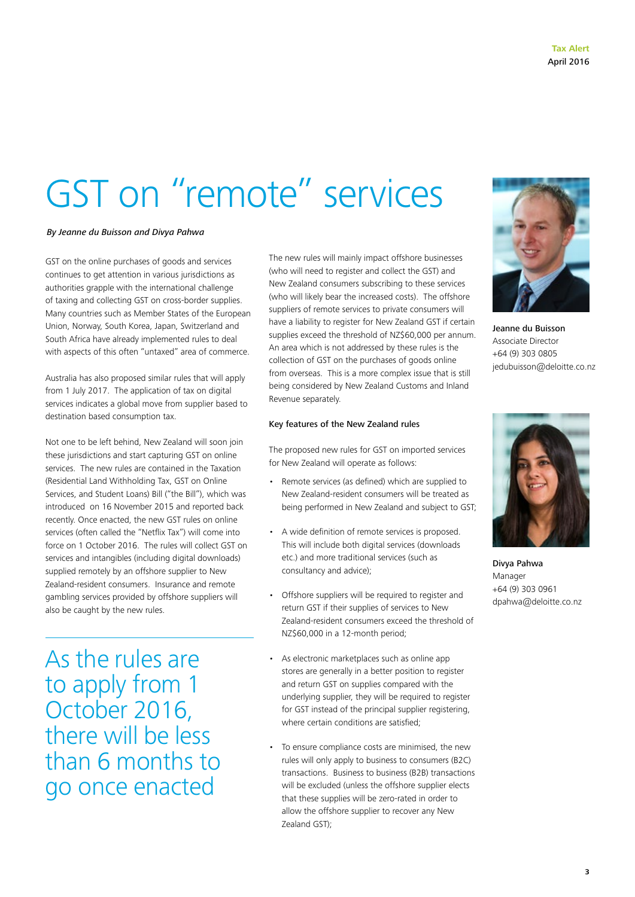# GST on "remote" services

*By Jeanne du Buisson and Divya Pahwa*

GST on the online purchases of goods and services continues to get attention in various jurisdictions as authorities grapple with the international challenge of taxing and collecting GST on cross-border supplies. Many countries such as Member States of the European Union, Norway, South Korea, Japan, Switzerland and South Africa have already implemented rules to deal with aspects of this often "untaxed" area of commerce.

Australia has also proposed similar rules that will apply from 1 July 2017. The application of tax on digital services indicates a global move from supplier based to destination based consumption tax.

Not one to be left behind, New Zealand will soon join these jurisdictions and start capturing GST on online services. The new rules are contained in the Taxation (Residential Land Withholding Tax, GST on Online Services, and Student Loans) Bill ("the Bill"), which was introduced on 16 November 2015 and reported back recently. Once enacted, the new GST rules on online services (often called the "Netflix Tax") will come into force on 1 October 2016. The rules will collect GST on services and intangibles (including digital downloads) supplied remotely by an offshore supplier to New Zealand-resident consumers. Insurance and remote gambling services provided by offshore suppliers will also be caught by the new rules.

> As the rules are to apply from 1 October 2016, there will be less than 6 months to go once enacted

The new rules will mainly impact offshore businesses (who will need to register and collect the GST) and New Zealand consumers subscribing to these services (who will likely bear the increased costs). The offshore suppliers of remote services to private consumers will have a liability to register for New Zealand GST if certain supplies exceed the threshold of NZ$60,000 per annum. An area which is not addressed by these rules is the collection of GST on the purchases of goods online from overseas. This is a more complex issue that is still being considered by New Zealand Customs and Inland Revenue separately.

### Key features of the New Zealand rules

The proposed new rules for GST on imported services for New Zealand will operate as follows:

- Remote services (as defined) which are supplied to New Zealand-resident consumers will be treated as being performed in New Zealand and subject to GST;
- A wide definition of remote services is proposed. This will include both digital services (downloads etc.) and more traditional services (such as consultancy and advice);
- Offshore suppliers will be required to register and return GST if their supplies of services to New Zealand-resident consumers exceed the threshold of NZ$60,000 in a 12-month period;
- As electronic marketplaces such as online app stores are generally in a better position to register and return GST on supplies compared with the underlying supplier, they will be required to register for GST instead of the principal supplier registering, where certain conditions are satisfied;
- To ensure compliance costs are minimised, the new rules will only apply to business to consumers (B2C) transactions. Business to business (B2B) transactions will be excluded (unless the offshore supplier elects that these supplies will be zero-rated in order to allow the offshore supplier to recover any New Zealand GST);

**Jeanne du Buisson**
Associate Director
+64 (9) 303 0805
jedubuisson@deloitte.co.nz

**Divya Pahwa**
Manager
+64 (9) 303 0961
dpahwa@deloitte.co.nz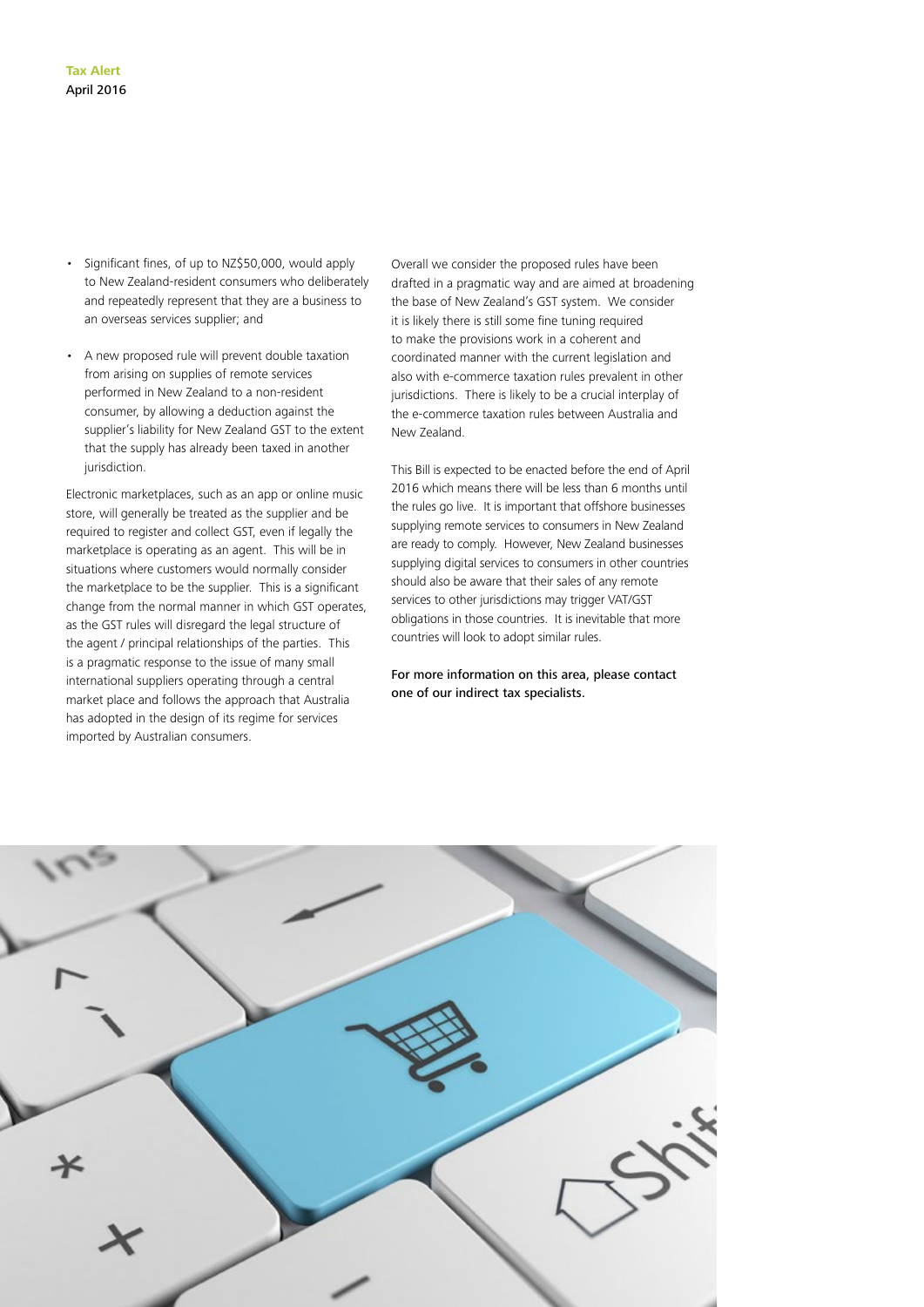- Significant fines, of up to NZ$50,000, would apply to New Zealand-resident consumers who deliberately and repeatedly represent that they are a business to an overseas services supplier; and
- A new proposed rule will prevent double taxation from arising on supplies of remote services performed in New Zealand to a non-resident consumer, by allowing a deduction against the supplier's liability for New Zealand GST to the extent that the supply has already been taxed in another jurisdiction.

Electronic marketplaces, such as an app or online music store, will generally be treated as the supplier and be required to register and collect GST, even if legally the marketplace is operating as an agent. This will be in situations where customers would normally consider the marketplace to be the supplier. This is a significant change from the normal manner in which GST operates, as the GST rules will disregard the legal structure of the agent / principal relationships of the parties. This is a pragmatic response to the issue of many small international suppliers operating through a central market place and follows the approach that Australia has adopted in the design of its regime for services imported by Australian consumers.

Overall we consider the proposed rules have been drafted in a pragmatic way and are aimed at broadening the base of New Zealand's GST system. We consider it is likely there is still some fine tuning required to make the provisions work in a coherent and coordinated manner with the current legislation and also with e-commerce taxation rules prevalent in other jurisdictions. There is likely to be a crucial interplay of the e-commerce taxation rules between Australia and New Zealand.

This Bill is expected to be enacted before the end of April 2016 which means there will be less than 6 months until the rules go live. It is important that offshore businesses supplying remote services to consumers in New Zealand are ready to comply. However, New Zealand businesses supplying digital services to consumers in other countries should also be aware that their sales of any remote services to other jurisdictions may trigger VAT/GST obligations in those countries. It is inevitable that more countries will look to adopt similar rules.

For more information on this area, please contact one of our indirect tax specialists.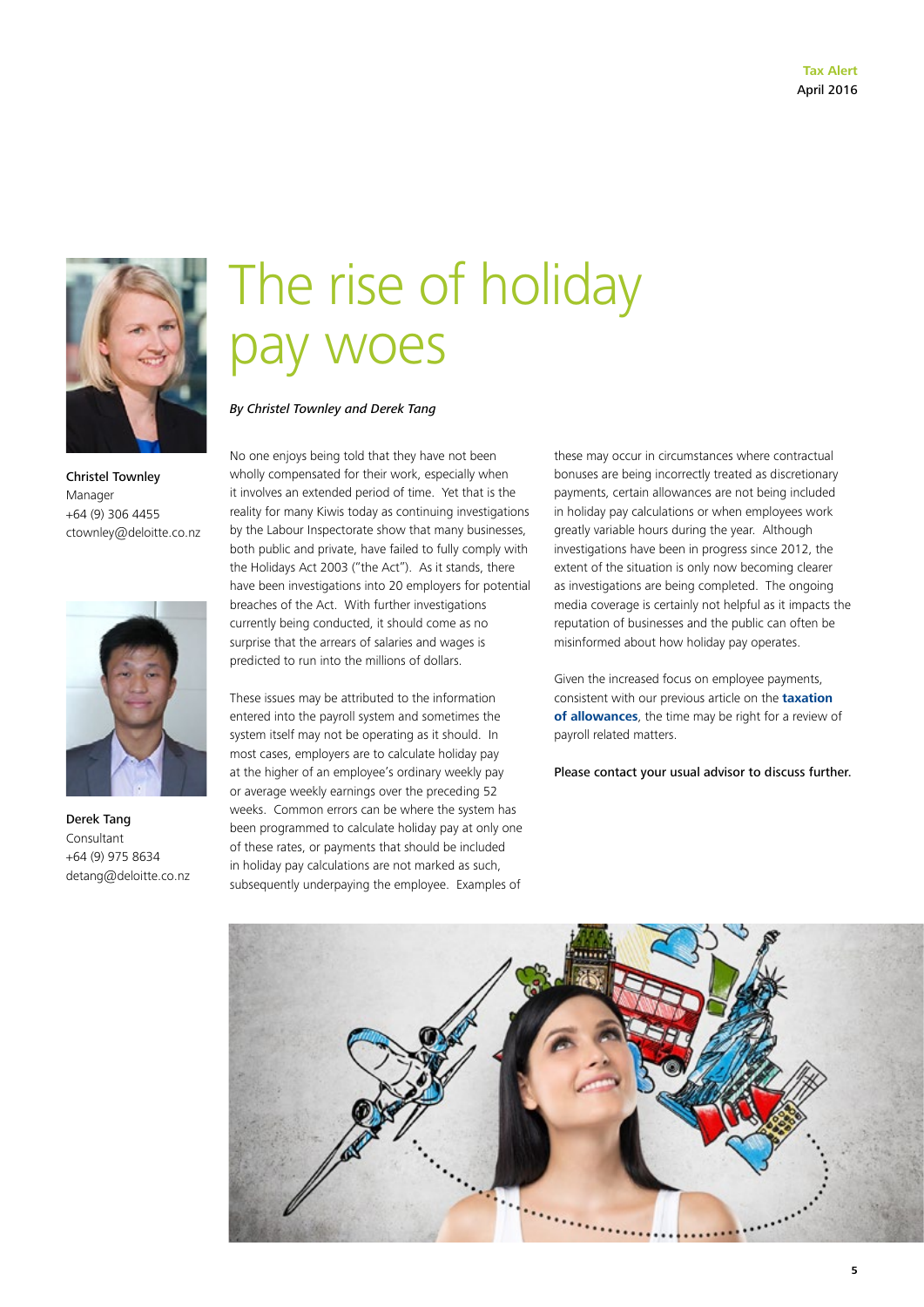# The rise of holiday pay woes

*By Christel Townley and Derek Tang*

**Christel Townley**
Manager
+64 (9) 306 4455
ctownley@deloitte.co.nz

**Derek Tang**
Consultant
+64 (9) 975 8634
detang@deloitte.co.nz

No one enjoys being told that they have not been wholly compensated for their work, especially when it involves an extended period of time. Yet that is the reality for many Kiwis today as continuing investigations by the Labour Inspectorate show that many businesses, both public and private, have failed to fully comply with the Holidays Act 2003 ("the Act"). As it stands, there have been investigations into 20 employers for potential breaches of the Act. With further investigations currently being conducted, it should come as no surprise that the arrears of salaries and wages is predicted to run into the millions of dollars.

These issues may be attributed to the information entered into the payroll system and sometimes the system itself may not be operating as it should. In most cases, employers are to calculate holiday pay at the higher of an employee's ordinary weekly pay or average weekly earnings over the preceding 52 weeks. Common errors can be where the system has been programmed to calculate holiday pay at only one of these rates, or payments that should be included in holiday pay calculations are not marked as such, subsequently underpaying the employee. Examples of these may occur in circumstances where contractual bonuses are being incorrectly treated as discretionary payments, certain allowances are not being included in holiday pay calculations or when employees work greatly variable hours during the year. Although investigations have been in progress since 2012, the extent of the situation is only now becoming clearer as investigations are being completed. The ongoing media coverage is certainly not helpful as it impacts the reputation of businesses and the public can often be misinformed about how holiday pay operates.

Given the increased focus on employee payments, consistent with our previous article on the **taxation of allowances**, the time may be right for a review of payroll related matters.

**Please contact your usual advisor to discuss further.**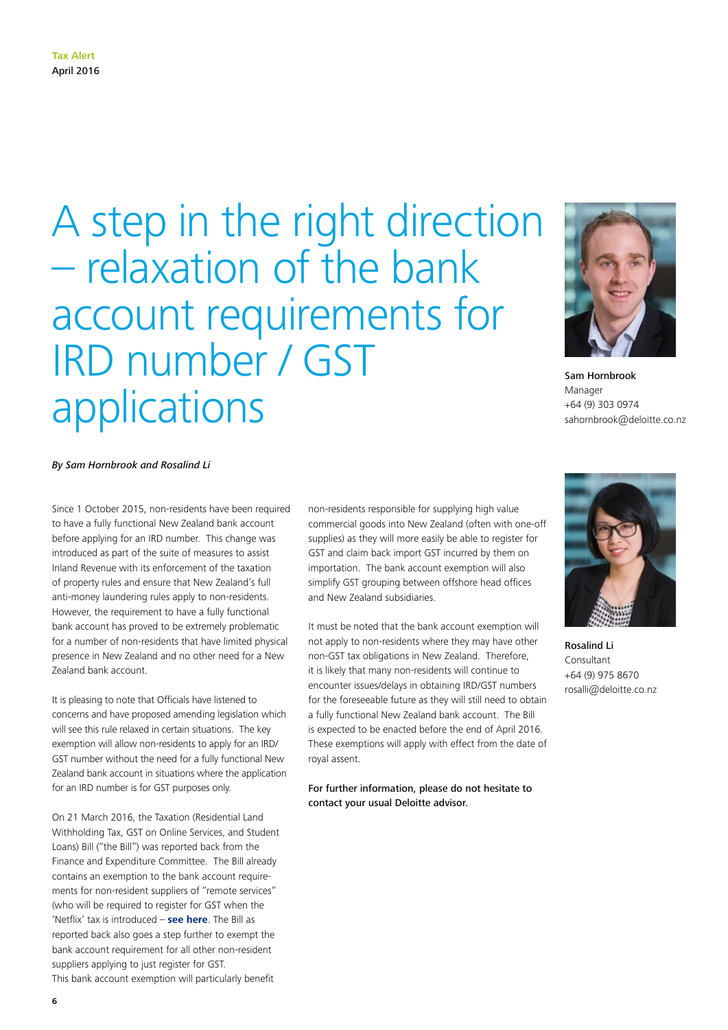# A step in the right direction – relaxation of the bank account requirements for IRD number / GST applications

*By Sam Hornbrook and Rosalind Li*

Since 1 October 2015, non-residents have been required to have a fully functional New Zealand bank account before applying for an IRD number. This change was introduced as part of the suite of measures to assist Inland Revenue with its enforcement of the taxation of property rules and ensure that New Zealand's full anti-money laundering rules apply to non-residents. However, the requirement to have a fully functional bank account has proved to be extremely problematic for a number of non-residents that have limited physical presence in New Zealand and no other need for a New Zealand bank account.

It is pleasing to note that Officials have listened to concerns and have proposed amending legislation which will see this rule relaxed in certain situations. The key exemption will allow non-residents to apply for an IRD/GST number without the need for a fully functional New Zealand bank account in situations where the application for an IRD number is for GST purposes only.

On 21 March 2016, the Taxation (Residential Land Withholding Tax, GST on Online Services, and Student Loans) Bill ("the Bill") was reported back from the Finance and Expenditure Committee. The Bill already contains an exemption to the bank account requirements for non-resident suppliers of "remote services" (who will be required to register for GST when the 'Netflix' tax is introduced – **see here**. The Bill as reported back also goes a step further to exempt the bank account requirement for all other non-resident suppliers applying to just register for GST.

This bank account exemption will particularly benefit non-residents responsible for supplying high value commercial goods into New Zealand (often with one-off supplies) as they will more easily be able to register for GST and claim back import GST incurred by them on importation. The bank account exemption will also simplify GST grouping between offshore head offices and New Zealand subsidiaries.

It must be noted that the bank account exemption will not apply to non-residents where they may have other non-GST tax obligations in New Zealand. Therefore, it is likely that many non-residents will continue to encounter issues/delays in obtaining IRD/GST numbers for the foreseeable future as they will still need to obtain a fully functional New Zealand bank account. The Bill is expected to be enacted before the end of April 2016. These exemptions will apply with effect from the date of royal assent.

For further information, please do not hesitate to contact your usual Deloitte advisor.

**Sam Hornbrook**
Manager
+64 (9) 303 0974
sahornbrook@deloitte.co.nz

**Rosalind Li**
Consultant
+64 (9) 975 8670
rosalli@deloitte.co.nz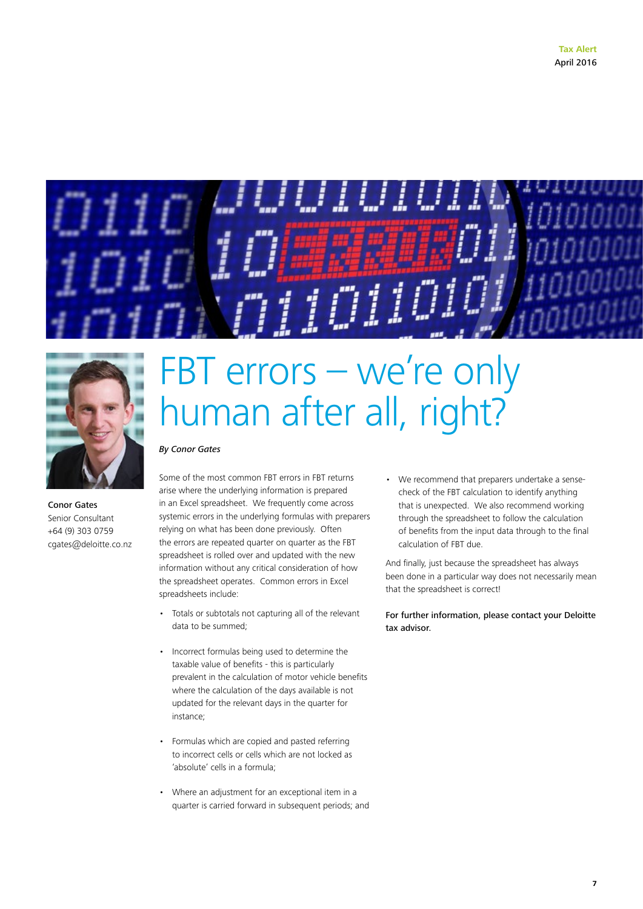# FBT errors – we're only human after all, right?

*By Conor Gates*

Conor Gates
Senior Consultant
+64 (9) 303 0759
cgates@deloitte.co.nz

Some of the most common FBT errors in FBT returns arise where the underlying information is prepared in an Excel spreadsheet. We frequently come across systemic errors in the underlying formulas with preparers relying on what has been done previously. Often the errors are repeated quarter on quarter as the FBT spreadsheet is rolled over and updated with the new information without any critical consideration of how the spreadsheet operates. Common errors in Excel spreadsheets include:

- Totals or subtotals not capturing all of the relevant data to be summed;
- Incorrect formulas being used to determine the taxable value of benefits - this is particularly prevalent in the calculation of motor vehicle benefits where the calculation of the days available is not updated for the relevant days in the quarter for instance;
- Formulas which are copied and pasted referring to incorrect cells or cells which are not locked as 'absolute' cells in a formula;
- Where an adjustment for an exceptional item in a quarter is carried forward in subsequent periods; and
- We recommend that preparers undertake a sense-check of the FBT calculation to identify anything that is unexpected. We also recommend working through the spreadsheet to follow the calculation of benefits from the input data through to the final calculation of FBT due.

And finally, just because the spreadsheet has always been done in a particular way does not necessarily mean that the spreadsheet is correct!

**For further information, please contact your Deloitte tax advisor.**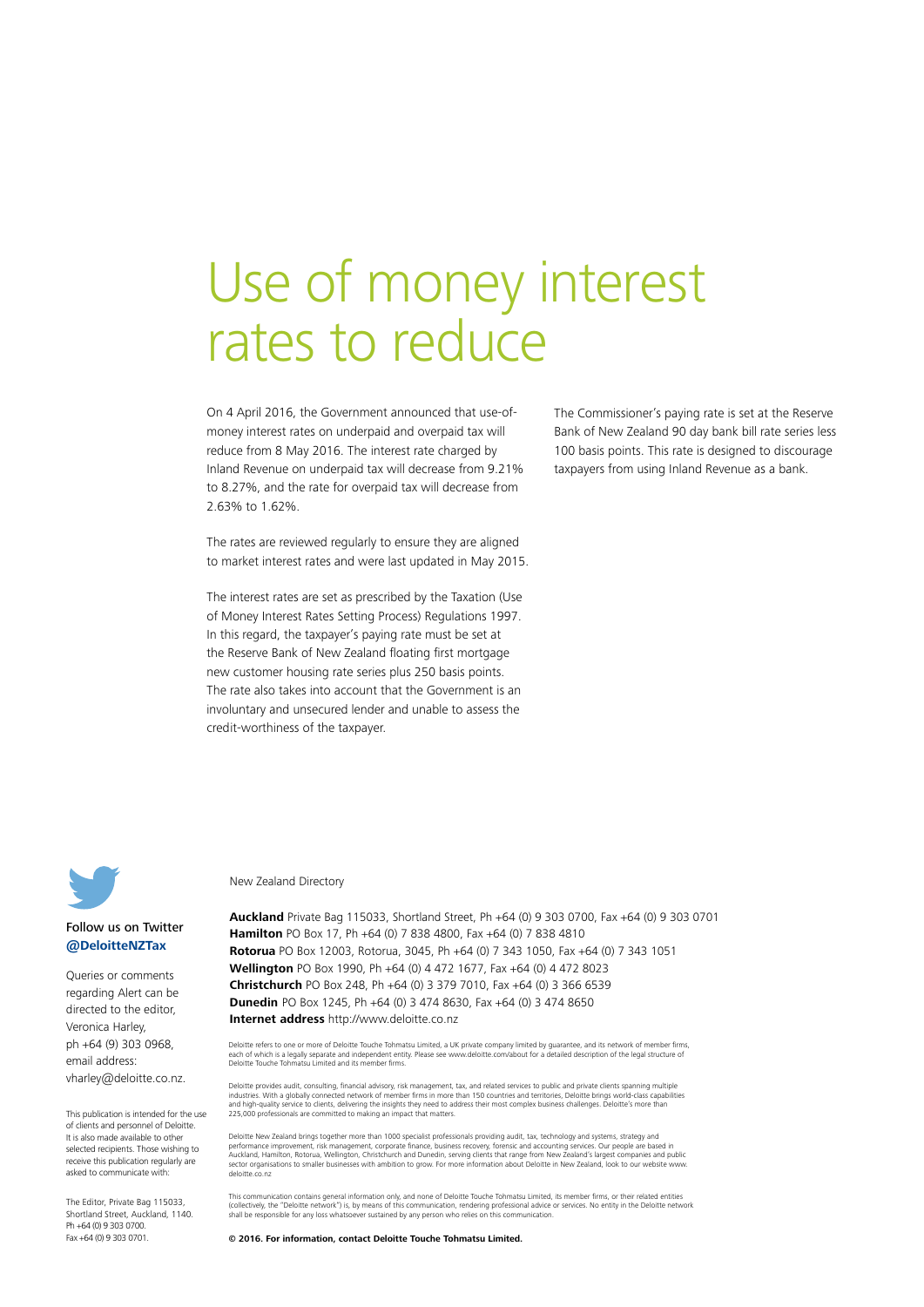# Use of money interest rates to reduce

On 4 April 2016, the Government announced that use-of-money interest rates on underpaid and overpaid tax will reduce from 8 May 2016. The interest rate charged by Inland Revenue on underpaid tax will decrease from 9.21% to 8.27%, and the rate for overpaid tax will decrease from 2.63% to 1.62%.

The rates are reviewed regularly to ensure they are aligned to market interest rates and were last updated in May 2015.

The interest rates are set as prescribed by the Taxation (Use of Money Interest Rates Setting Process) Regulations 1997. In this regard, the taxpayer's paying rate must be set at the Reserve Bank of New Zealand floating first mortgage new customer housing rate series plus 250 basis points. The rate also takes into account that the Government is an involuntary and unsecured lender and unable to assess the credit-worthiness of the taxpayer.

The Commissioner's paying rate is set at the Reserve Bank of New Zealand 90 day bank bill rate series less 100 basis points. This rate is designed to discourage taxpayers from using Inland Revenue as a bank.

Follow us on Twitter
**@DeloitteNZTax**

Queries or comments regarding Alert can be directed to the editor, Veronica Harley, ph +64 (9) 303 0968, email address: vharley@deloitte.co.nz.

This publication is intended for the use of clients and personnel of Deloitte. It is also made available to other selected recipients. Those wishing to receive this publication regularly are asked to communicate with:

The Editor, Private Bag 115033, Shortland Street, Auckland, 1140. Ph +64 (0) 9 303 0700. Fax +64 (0) 9 303 0701.

New Zealand Directory

**Auckland** Private Bag 115033, Shortland Street, Ph +64 (0) 9 303 0700, Fax +64 (0) 9 303 0701
**Hamilton** PO Box 17, Ph +64 (0) 7 838 4800, Fax +64 (0) 7 838 4810
**Rotorua** PO Box 12003, Rotorua, 3045, Ph +64 (0) 7 343 1050, Fax +64 (0) 7 343 1051
**Wellington** PO Box 1990, Ph +64 (0) 4 472 1677, Fax +64 (0) 4 472 8023
**Christchurch** PO Box 248, Ph +64 (0) 3 379 7010, Fax +64 (0) 3 366 6539
**Dunedin** PO Box 1245, Ph +64 (0) 3 474 8630, Fax +64 (0) 3 474 8650
**Internet address** http://www.deloitte.co.nz

Deloitte refers to one or more of Deloitte Touche Tohmatsu Limited, a UK private company limited by guarantee, and its network of member firms, each of which is a legally separate and independent entity. Please see www.deloitte.com/about for a detailed description of the legal structure of Deloitte Touche Tohmatsu Limited and its member firms.

Deloitte provides audit, consulting, financial advisory, risk management, tax, and related services to public and private clients spanning multiple industries. With a globally connected network of member firms in more than 150 countries and territories, Deloitte brings world-class capabilities and high-quality service to clients, delivering the insights they need to address their most complex business challenges. Deloitte's more than 225,000 professionals are committed to making an impact that matters.

Deloitte New Zealand brings together more than 1000 specialist professionals providing audit, tax, technology and systems, strategy and performance improvement, risk management, corporate finance, business recovery, forensic and accounting services. Our people are based in Auckland, Hamilton, Rotorua, Wellington, Christchurch and Dunedin, serving clients that range from New Zealand's largest companies and public sector organisations to smaller businesses with ambition to grow. For more information about Deloitte in New Zealand, look to our website www.deloitte.co.nz

This communication contains general information only, and none of Deloitte Touche Tohmatsu Limited, its member firms, or their related entities (collectively, the "Deloitte network") is, by means of this communication, rendering professional advice or services. No entity in the Deloitte network shall be responsible for any loss whatsoever sustained by any person who relies on this communication.

**© 2016. For information, contact Deloitte Touche Tohmatsu Limited.**